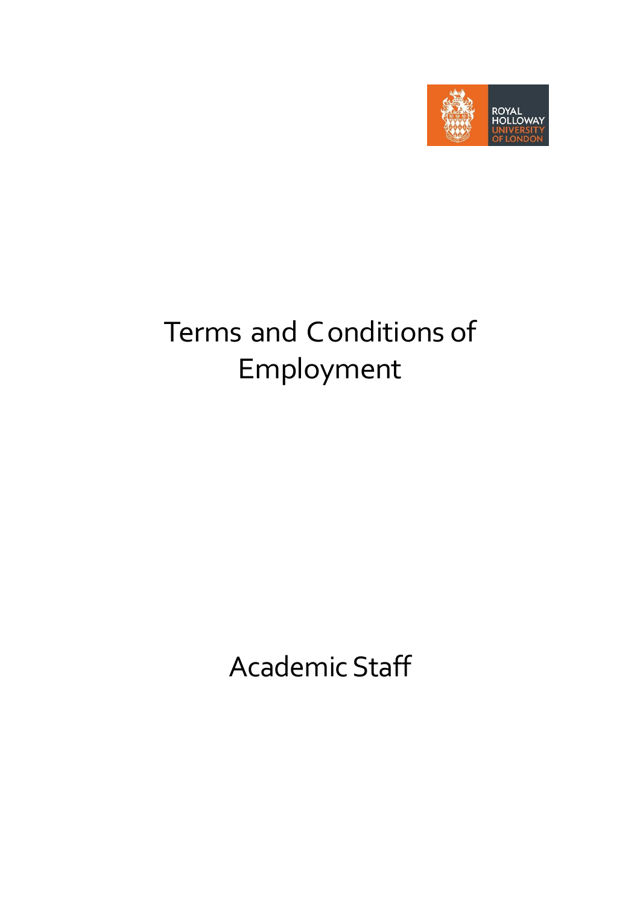ROYAL HOLLOWAY UNIVERSITY OF LONDON

# Terms and Conditions of Employment

## Academic Staff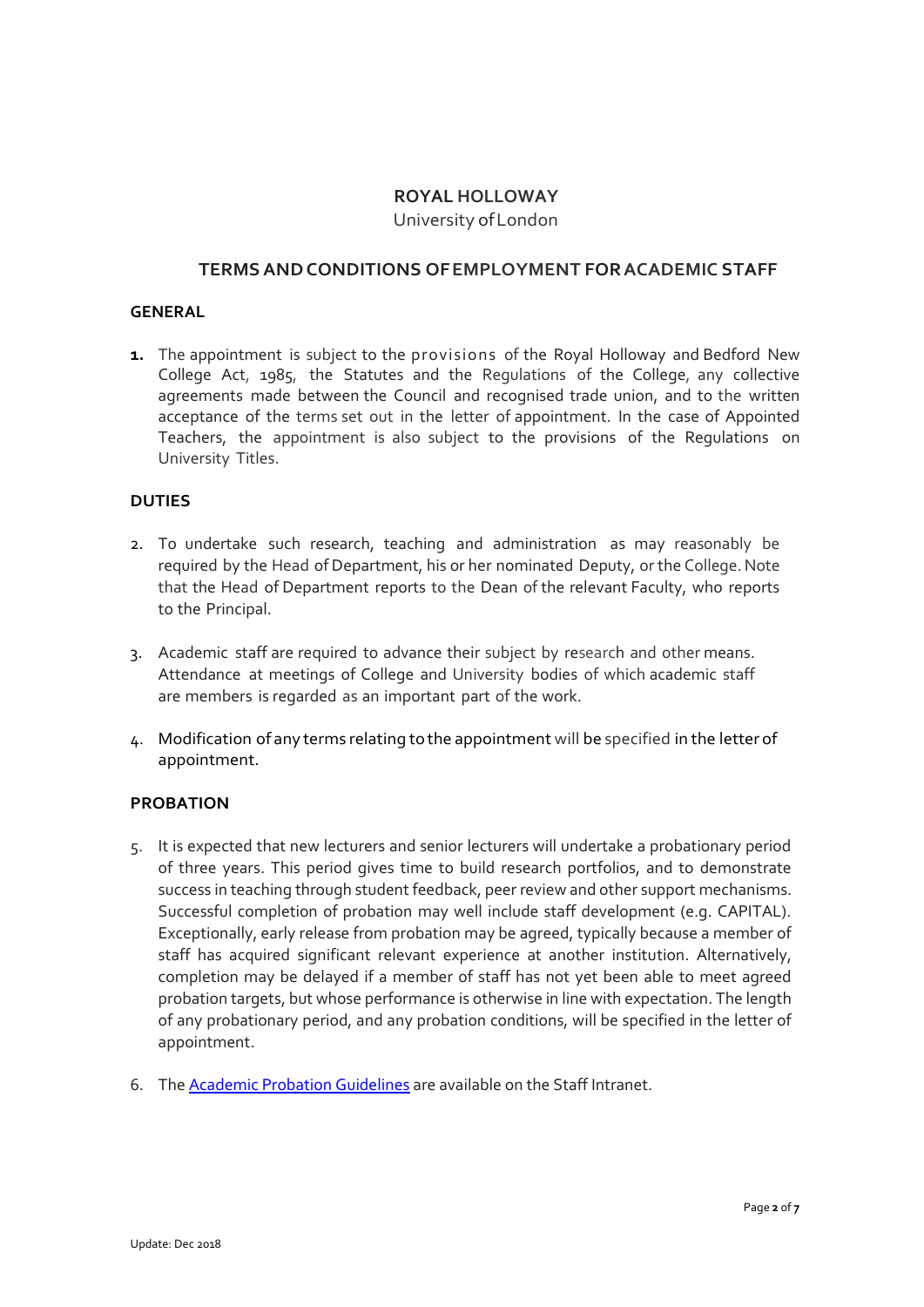# ROYAL HOLLOWAY

University of London

## TERMS AND CONDITIONS OF EMPLOYMENT FOR ACADEMIC STAFF

### GENERAL

**1.** The appointment is subject to the provisions of the Royal Holloway and Bedford New College Act, 1985, the Statutes and the Regulations of the College, any collective agreements made between the Council and recognised trade union, and to the written acceptance of the terms set out in the letter of appointment. In the case of Appointed Teachers, the appointment is also subject to the provisions of the Regulations on University Titles.

### DUTIES

2. To undertake such research, teaching and administration as may reasonably be required by the Head of Department, his or her nominated Deputy, or the College. Note that the Head of Department reports to the Dean of the relevant Faculty, who reports to the Principal.

3. Academic staff are required to advance their subject by research and other means. Attendance at meetings of College and University bodies of which academic staff are members is regarded as an important part of the work.

4. Modification of any terms relating to the appointment will be specified in the letter of appointment.

### PROBATION

5. It is expected that new lecturers and senior lecturers will undertake a probationary period of three years. This period gives time to build research portfolios, and to demonstrate success in teaching through student feedback, peer review and other support mechanisms. Successful completion of probation may well include staff development (e.g. CAPITAL). Exceptionally, early release from probation may be agreed, typically because a member of staff has acquired significant relevant experience at another institution. Alternatively, completion may be delayed if a member of staff has not yet been able to meet agreed probation targets, but whose performance is otherwise in line with expectation. The length of any probationary period, and any probation conditions, will be specified in the letter of appointment.

6. The [Academic Probation Guidelines] are available on the Staff Intranet.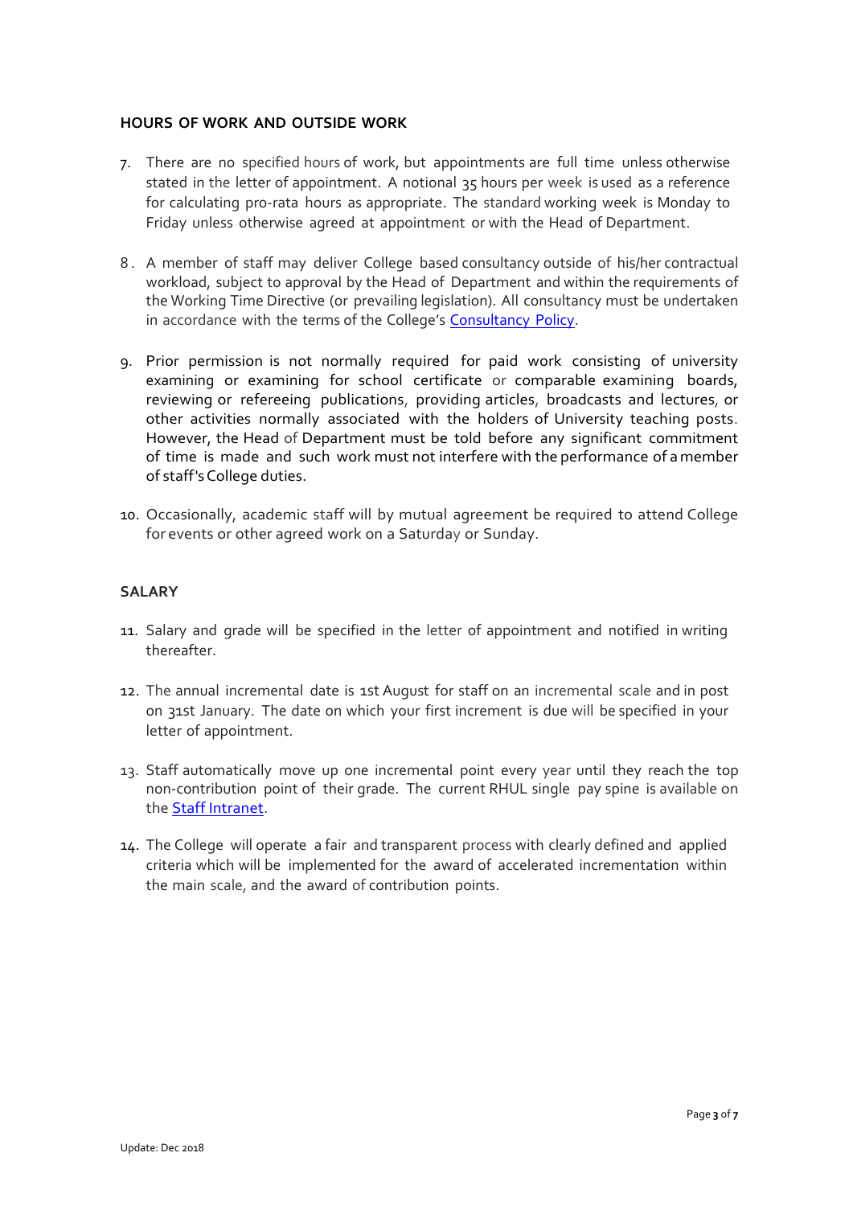## HOURS OF WORK AND OUTSIDE WORK

7. There are no specified hours of work, but appointments are full time unless otherwise stated in the letter of appointment. A notional 35 hours per week is used as a reference for calculating pro-rata hours as appropriate. The standard working week is Monday to Friday unless otherwise agreed at appointment or with the Head of Department.

8. A member of staff may deliver College based consultancy outside of his/her contractual workload, subject to approval by the Head of Department and within the requirements of the Working Time Directive (or prevailing legislation). All consultancy must be undertaken in accordance with the terms of the College's [Consultancy Policy](Consultancy Policy).

9. Prior permission is not normally required for paid work consisting of university examining or examining for school certificate or comparable examining boards, reviewing or refereeing publications, providing articles, broadcasts and lectures, or other activities normally associated with the holders of University teaching posts. However, the Head of Department must be told before any significant commitment of time is made and such work must not interfere with the performance of a member of staff's College duties.

10. Occasionally, academic staff will by mutual agreement be required to attend College for events or other agreed work on a Saturday or Sunday.

## SALARY

11. Salary and grade will be specified in the letter of appointment and notified in writing thereafter.

12. The annual incremental date is 1st August for staff on an incremental scale and in post on 31st January. The date on which your first increment is due will be specified in your letter of appointment.

13. Staff automatically move up one incremental point every year until they reach the top non-contribution point of their grade. The current RHUL single pay spine is available on the [Staff Intranet](Staff Intranet).

14. The College will operate a fair and transparent process with clearly defined and applied criteria which will be implemented for the award of accelerated incrementation within the main scale, and the award of contribution points.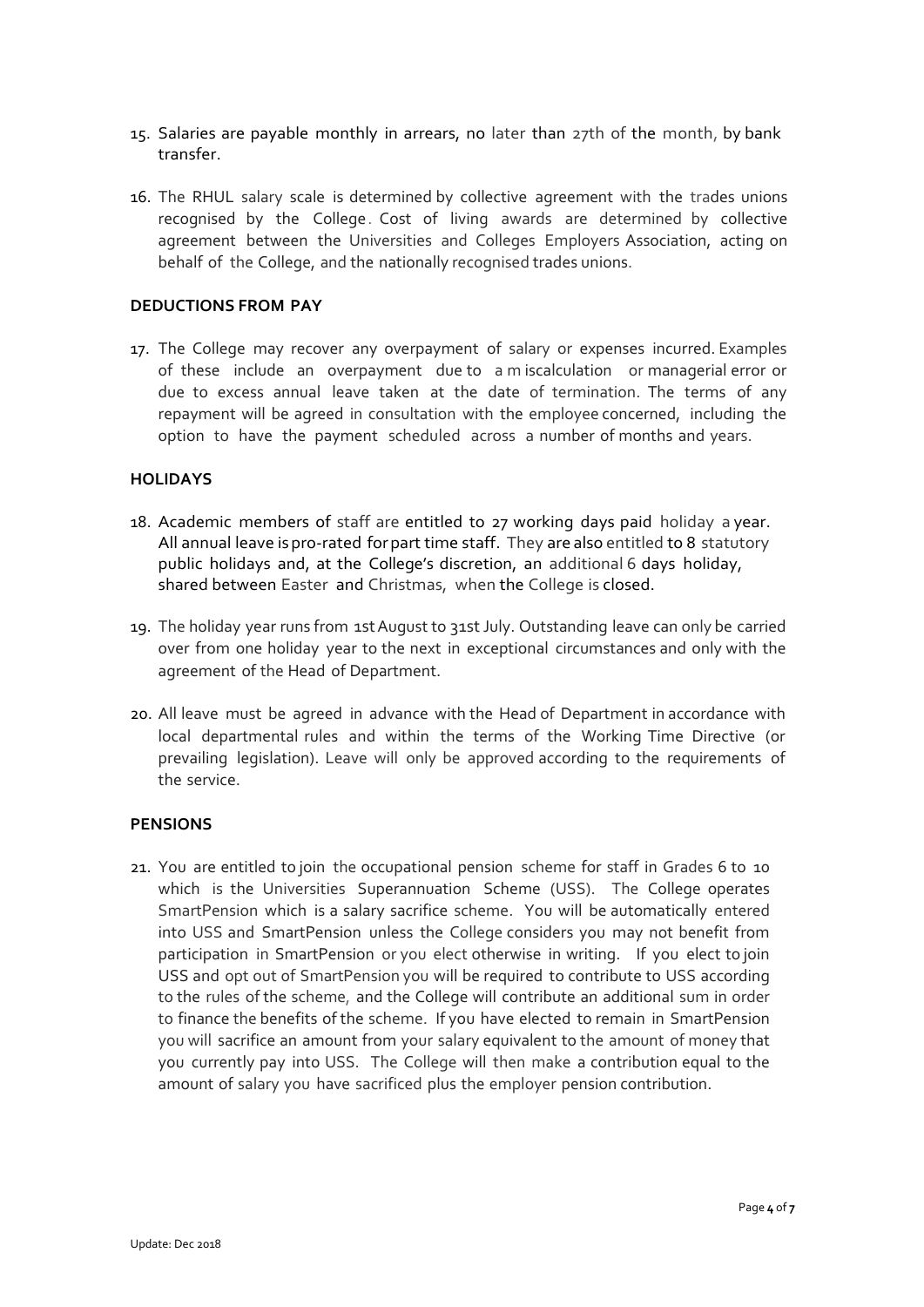15. Salaries are payable monthly in arrears, no later than 27th of the month, by bank transfer.

16. The RHUL salary scale is determined by collective agreement with the trades unions recognised by the College. Cost of living awards are determined by collective agreement between the Universities and Colleges Employers Association, acting on behalf of the College, and the nationally recognised trades unions.

**DEDUCTIONS FROM PAY**

17. The College may recover any overpayment of salary or expenses incurred. Examples of these include an overpayment due to a m iscalculation or managerial error or due to excess annual leave taken at the date of termination. The terms of any repayment will be agreed in consultation with the employee concerned, including the option to have the payment scheduled across a number of months and years.

**HOLIDAYS**

18. Academic members of staff are entitled to 27 working days paid holiday a year. All annual leave is pro-rated for part time staff. They are also entitled to 8 statutory public holidays and, at the College's discretion, an additional 6 days holiday, shared between Easter and Christmas, when the College is closed.

19. The holiday year runs from 1st August to 31st July. Outstanding leave can only be carried over from one holiday year to the next in exceptional circumstances and only with the agreement of the Head of Department.

20. All leave must be agreed in advance with the Head of Department in accordance with local departmental rules and within the terms of the Working Time Directive (or prevailing legislation). Leave will only be approved according to the requirements of the service.

**PENSIONS**

21. You are entitled to join the occupational pension scheme for staff in Grades 6 to 10 which is the Universities Superannuation Scheme (USS). The College operates SmartPension which is a salary sacrifice scheme. You will be automatically entered into USS and SmartPension unless the College considers you may not benefit from participation in SmartPension or you elect otherwise in writing. If you elect to join USS and opt out of SmartPension you will be required to contribute to USS according to the rules of the scheme, and the College will contribute an additional sum in order to finance the benefits of the scheme. If you have elected to remain in SmartPension you will sacrifice an amount from your salary equivalent to the amount of money that you currently pay into USS. The College will then make a contribution equal to the amount of salary you have sacrificed plus the employer pension contribution.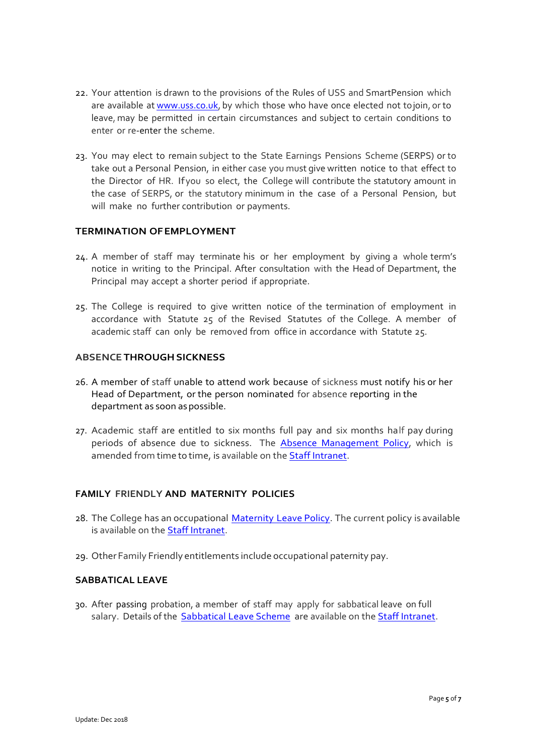22. Your attention is drawn to the provisions of the Rules of USS and SmartPension which are available at [www.uss.co.uk](http://www.uss.co.uk), by which those who have once elected not to join, or to leave, may be permitted in certain circumstances and subject to certain conditions to enter or re-enter the scheme.

23. You may elect to remain subject to the State Earnings Pensions Scheme (SERPS) or to take out a Personal Pension, in either case you must give written notice to that effect to the Director of HR. If you so elect, the College will contribute the statutory amount in the case of SERPS, or the statutory minimum in the case of a Personal Pension, but will make no further contribution or payments.

### TERMINATION OF EMPLOYMENT

24. A member of staff may terminate his or her employment by giving a whole term's notice in writing to the Principal. After consultation with the Head of Department, the Principal may accept a shorter period if appropriate.

25. The College is required to give written notice of the termination of employment in accordance with Statute 25 of the Revised Statutes of the College. A member of academic staff can only be removed from office in accordance with Statute 25.

### ABSENCE THROUGH SICKNESS

26. A member of staff unable to attend work because of sickness must notify his or her Head of Department, or the person nominated for absence reporting in the department as soon as possible.

27. Academic staff are entitled to six months full pay and six months half pay during periods of absence due to sickness. The Absence Management Policy, which is amended from time to time, is available on the Staff Intranet.

### FAMILY FRIENDLY AND MATERNITY POLICIES

28. The College has an occupational Maternity Leave Policy. The current policy is available is available on the Staff Intranet.

29. Other Family Friendly entitlements include occupational paternity pay.

### SABBATICAL LEAVE

30. After passing probation, a member of staff may apply for sabbatical leave on full salary. Details of the Sabbatical Leave Scheme are available on the Staff Intranet.

Update: Dec 2018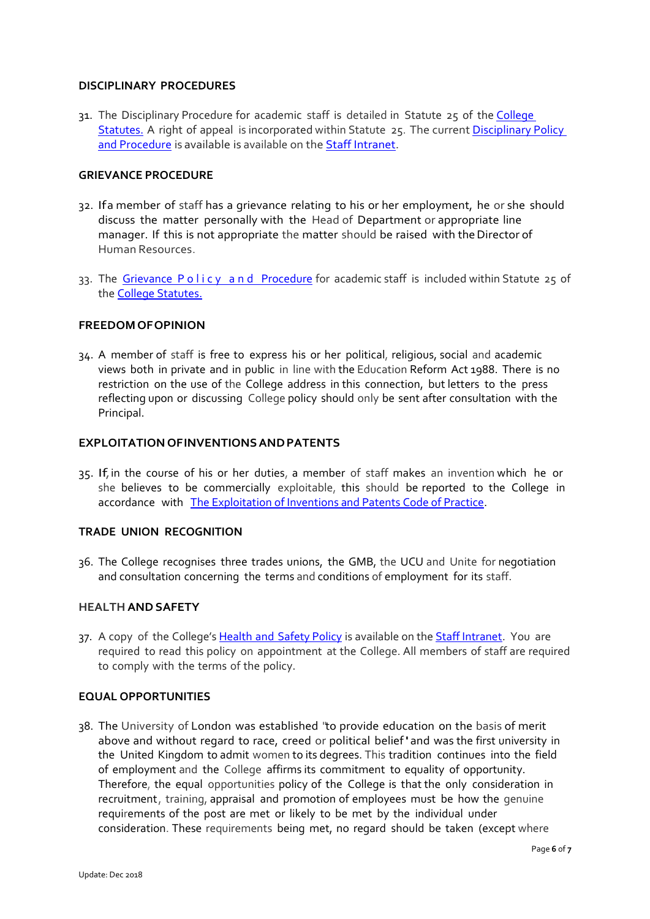## DISCIPLINARY PROCEDURES

31. The Disciplinary Procedure for academic staff is detailed in Statute 25 of the College Statutes. A right of appeal is incorporated within Statute 25. The current Disciplinary Policy and Procedure is available is available on the Staff Intranet.

## GRIEVANCE PROCEDURE

32. If a member of staff has a grievance relating to his or her employment, he or she should discuss the matter personally with the Head of Department or appropriate line manager. If this is not appropriate the matter should be raised with the Director of Human Resources.

33. The Grievance Policy and Procedure for academic staff is included within Statute 25 of the College Statutes.

## FREEDOM OF OPINION

34. A member of staff is free to express his or her political, religious, social and academic views both in private and in public in line with the Education Reform Act 1988. There is no restriction on the use of the College address in this connection, but letters to the press reflecting upon or discussing College policy should only be sent after consultation with the Principal.

## EXPLOITATION OF INVENTIONS AND PATENTS

35. If, in the course of his or her duties, a member of staff makes an invention which he or she believes to be commercially exploitable, this should be reported to the College in accordance with The Exploitation of Inventions and Patents Code of Practice.

## TRADE UNION RECOGNITION

36. The College recognises three trades unions, the GMB, the UCU and Unite for negotiation and consultation concerning the terms and conditions of employment for its staff.

## HEALTH AND SAFETY

37. A copy of the College's Health and Safety Policy is available on the Staff Intranet. You are required to read this policy on appointment at the College. All members of staff are required to comply with the terms of the policy.

## EQUAL OPPORTUNITIES

38. The University of London was established "to provide education on the basis of merit above and without regard to race, creed or political belief" and was the first university in the United Kingdom to admit women to its degrees. This tradition continues into the field of employment and the College affirms its commitment to equality of opportunity. Therefore, the equal opportunities policy of the College is that the only consideration in recruitment, training, appraisal and promotion of employees must be how the genuine requirements of the post are met or likely to be met by the individual under consideration. These requirements being met, no regard should be taken (except where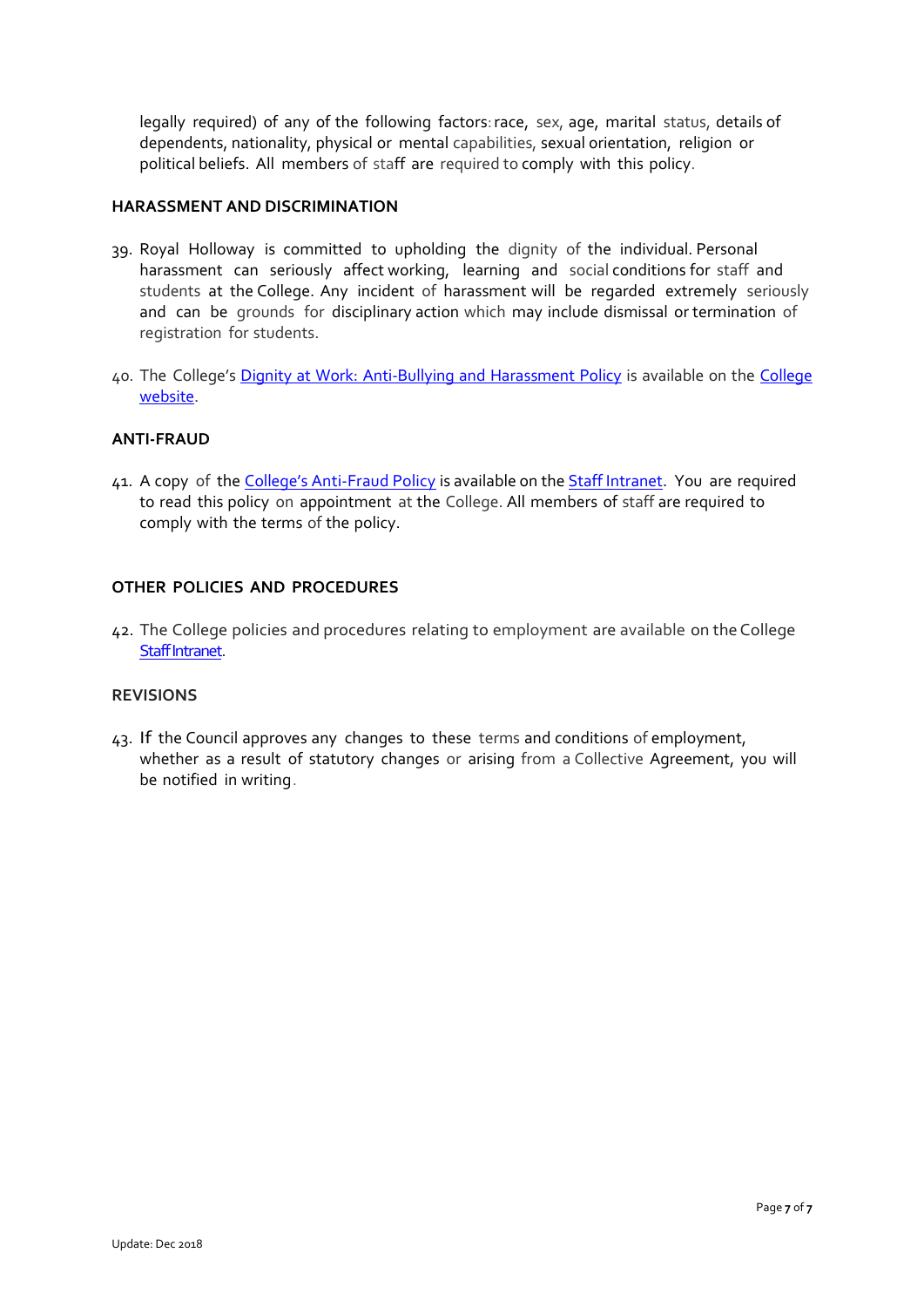legally required) of any of the following factors: race, sex, age, marital status, details of dependents, nationality, physical or mental capabilities, sexual orientation, religion or political beliefs. All members of staff are required to comply with this policy.

## HARASSMENT AND DISCRIMINATION

39. Royal Holloway is committed to upholding the dignity of the individual. Personal harassment can seriously affect working, learning and social conditions for staff and students at the College. Any incident of harassment will be regarded extremely seriously and can be grounds for disciplinary action which may include dismissal or termination of registration for students.

40. The College's Dignity at Work: Anti-Bullying and Harassment Policy is available on the College website.

## ANTI-FRAUD

41. A copy of the College's Anti-Fraud Policy is available on the Staff Intranet. You are required to read this policy on appointment at the College. All members of staff are required to comply with the terms of the policy.

## OTHER POLICIES AND PROCEDURES

42. The College policies and procedures relating to employment are available on the College Staff Intranet.

## REVISIONS

43. If the Council approves any changes to these terms and conditions of employment, whether as a result of statutory changes or arising from a Collective Agreement, you will be notified in writing.

Update: Dec 2018